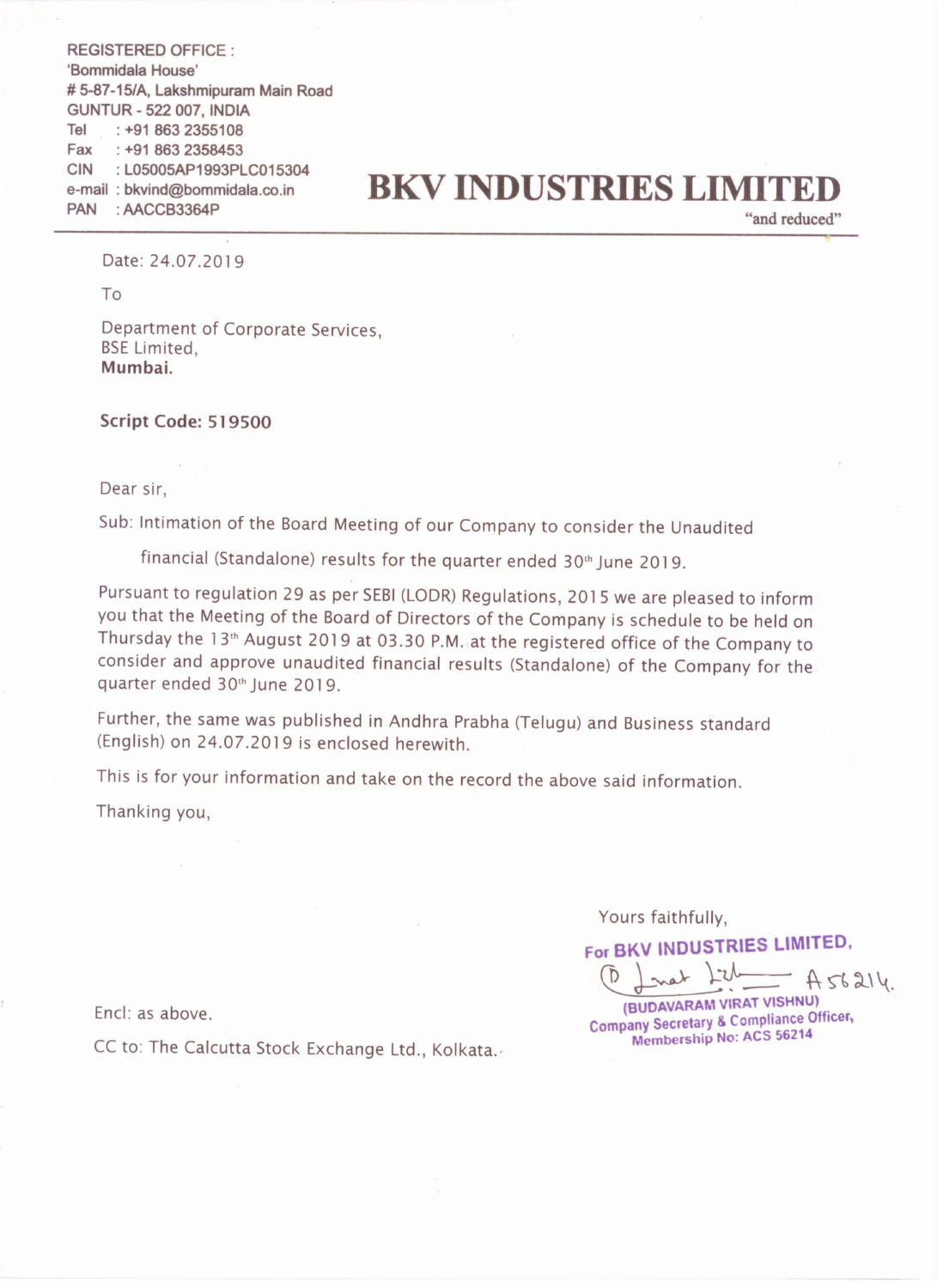REGISTERED OFFICE :
'Bommidala House'
# 5-87-15/A, Lakshmipuram Main Road
GUNTUR - 522 007, INDIA
Tel : +91 863 2355108
Fax : +91 863 2358453
CIN : L05005AP1993PLC015304
e-mail : bkvind@bommidala.co.in
PAN : AACCB3364P

# BKV INDUSTRIES LIMITED

"and reduced"

Date: 24.07.2019

To

Department of Corporate Services,
BSE Limited,
**Mumbai.**

**Script Code: 519500**

Dear sir,

Sub: Intimation of the Board Meeting of our Company to consider the Unaudited financial (Standalone) results for the quarter ended 30th June 2019.

Pursuant to regulation 29 as per SEBI (LODR) Regulations, 2015 we are pleased to inform you that the Meeting of the Board of Directors of the Company is schedule to be held on Thursday the 13th August 2019 at 03.30 P.M. at the registered office of the Company to consider and approve unaudited financial results (Standalone) of the Company for the quarter ended 30th June 2019.

Further, the same was published in Andhra Prabha (Telugu) and Business standard (English) on 24.07.2019 is enclosed herewith.

This is for your information and take on the record the above said information.

Thanking you,

Yours faithfully,

For BKV INDUSTRIES LIMITED,

A56214.

(BUDAVARAM VIRAT VISHNU)
Company Secretary & Compliance Officer,
Membership No: ACS 56214

Encl: as above.

CC to: The Calcutta Stock Exchange Ltd., Kolkata.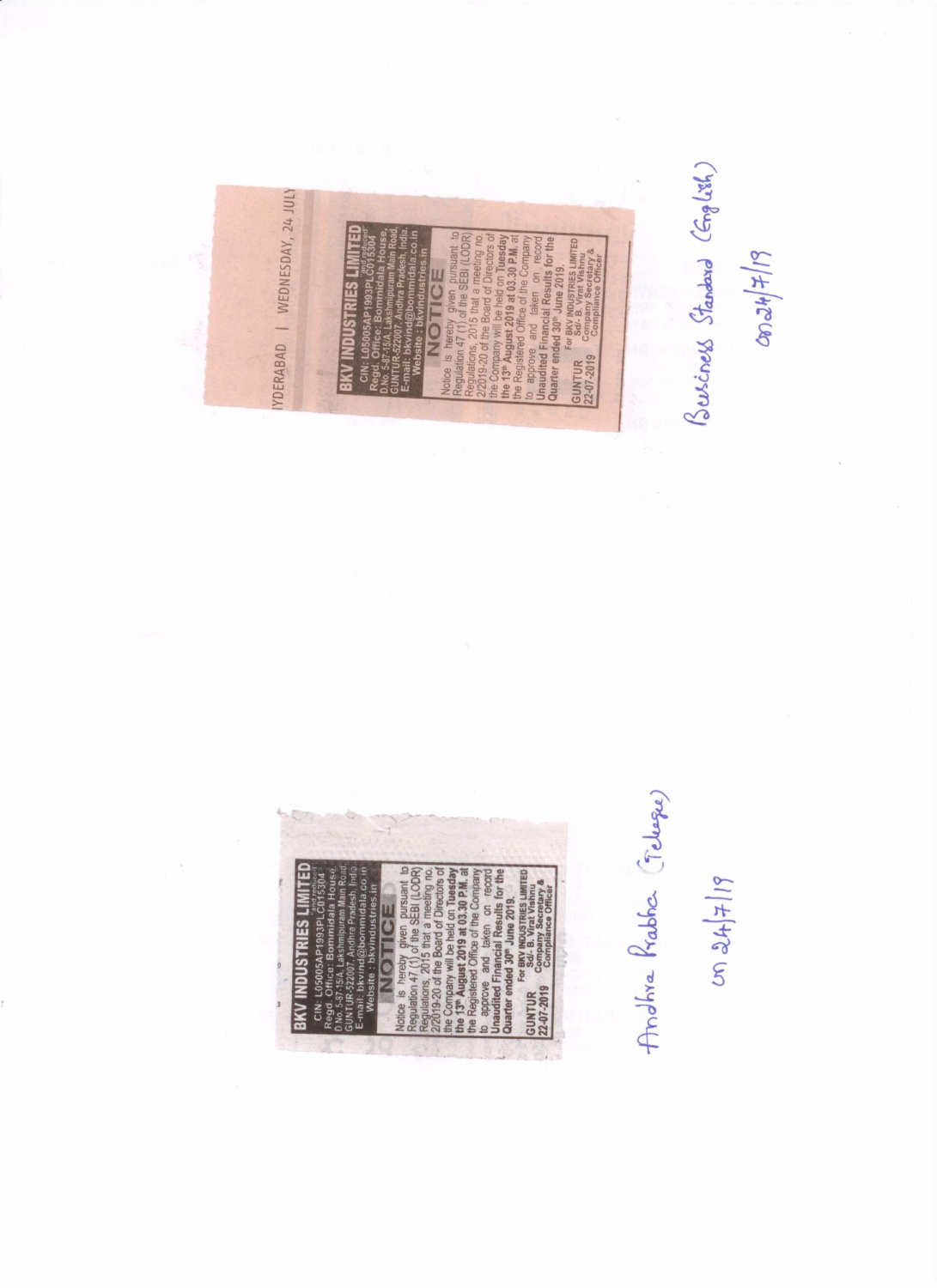## BKV INDUSTRIES LIMITED

CIN: L05005AP1993PLC015304
Regd. Office: Bommidala House, D.No. 5-87-15/A, Lakshmipuram Main Road, GUNTUR-522007, Andhra Pradesh, India.
E-mail: bkvind@bommidala.co.in
Website : bkvindustries.in

### NOTICE

Notice is hereby given pursuant to Regulation 47 (1) of the SEBI (LODR) Regulations, 2015 that a meeting no. 2/2019-20 of the Board of Directors of the Company will be held on **Tuesday the 13th August 2019 at 03.30 P.M.** at the Registered Office of the Company to approve and taken on record **Unaudited Financial Results for the Quarter ended 30th June 2019.**

GUNTUR
22-07-2019

For BKV INDUSTRIES LIMITED
Sd/- B. Virat Vishnu
Company Secretary & Compliance Officer

Andhra Prabha (Telugu)
on 24/7/19

HYDERABAD | WEDNESDAY, 24 JULY

## BKV INDUSTRIES LIMITED

CIN: L05005AP1993PLC015304
Regd. Office: Bommidala House, D.No. 5-87-15/A, Lakshmipuram Main Road, GUNTUR-522007, Andhra Pradesh, India.
E-mail: bkvind@bommidala.co.in
Website : bkvindustries.in

### NOTICE

Notice is hereby given pursuant to Regulation 47 (1) of the SEBI (LODR) Regulations, 2015 that a meeting no. 2/2019-20 of the Board of Directors of the Company will be held on **Tuesday the 13th August 2019 at 03.30 P.M.** at the Registered Office of the Company to approve and taken on record **Unaudited Financial Results for the Quarter ended 30th June 2019.**

GUNTUR
22-07-2019

For BKV INDUSTRIES LIMITED
Sd/- B. Virat Vishnu
Company Secretary & Compliance Officer

Business Standard (English)
on 24/7/19